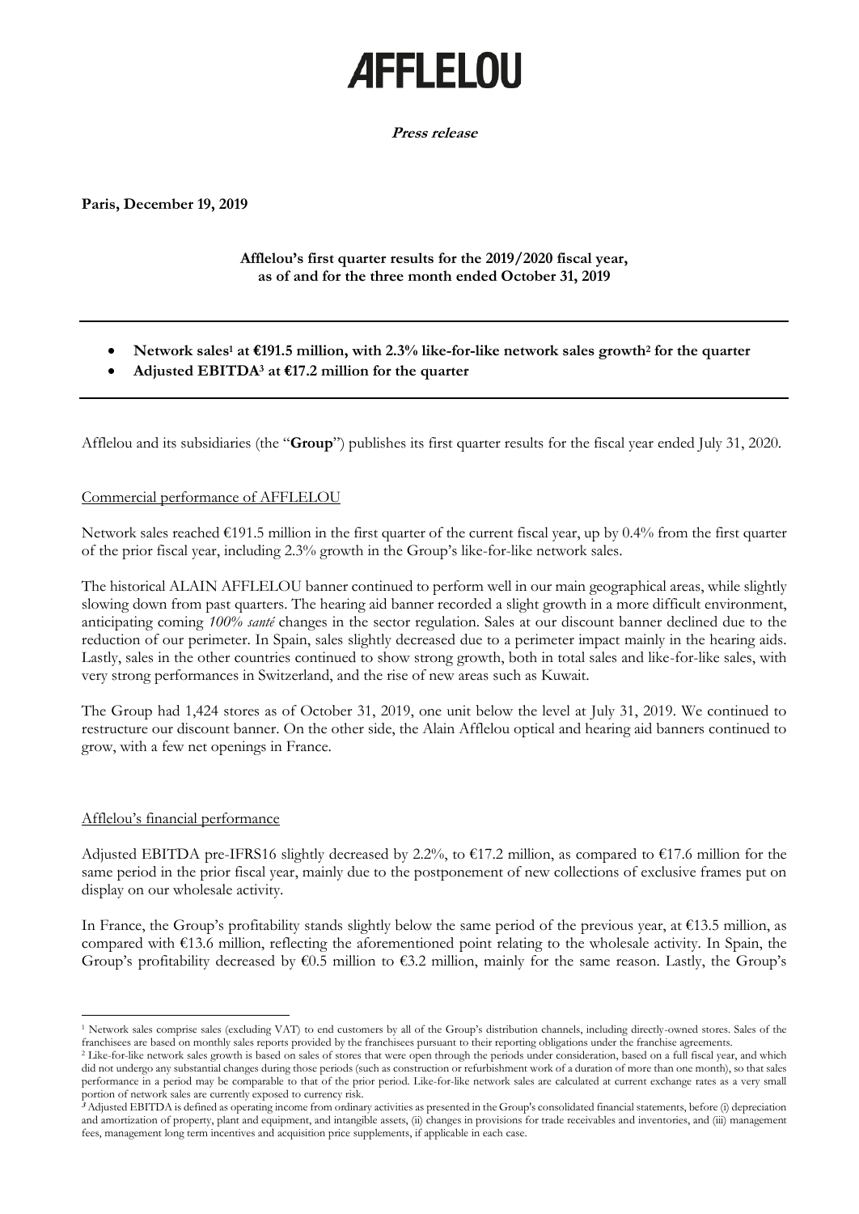# AFFLELOU

**Press release**

**Paris, December 19, 2019**

**Afflelou's first quarter results for the 2019/2020 fiscal year, as of and for the three month ended October 31, 2019**

---

- **Network sales[1] at €191.5 million, with 2.3% like-for-like network sales growth[2] for the quarter**
- **Adjusted EBITDA[3] at €17.2 million for the quarter**

---

Afflelou and its subsidiaries (the "**Group**") publishes its first quarter results for the fiscal year ended July 31, 2020.

## Commercial performance of AFFLELOU

Network sales reached €191.5 million in the first quarter of the current fiscal year, up by 0.4% from the first quarter of the prior fiscal year, including 2.3% growth in the Group's like-for-like network sales.

The historical ALAIN AFFLELOU banner continued to perform well in our main geographical areas, while slightly slowing down from past quarters. The hearing aid banner recorded a slight growth in a more difficult environment, anticipating coming *100% santé* changes in the sector regulation. Sales at our discount banner declined due to the reduction of our perimeter. In Spain, sales slightly decreased due to a perimeter impact mainly in the hearing aids. Lastly, sales in the other countries continued to show strong growth, both in total sales and like-for-like sales, with very strong performances in Switzerland, and the rise of new areas such as Kuwait.

The Group had 1,424 stores as of October 31, 2019, one unit below the level at July 31, 2019. We continued to restructure our discount banner. On the other side, the Alain Afflelou optical and hearing aid banners continued to grow, with a few net openings in France.

## Afflelou's financial performance

Adjusted EBITDA pre-IFRS16 slightly decreased by 2.2%, to €17.2 million, as compared to €17.6 million for the same period in the prior fiscal year, mainly due to the postponement of new collections of exclusive frames put on display on our wholesale activity.

In France, the Group's profitability stands slightly below the same period of the previous year, at €13.5 million, as compared with €13.6 million, reflecting the aforementioned point relating to the wholesale activity. In Spain, the Group's profitability decreased by €0.5 million to €3.2 million, mainly for the same reason. Lastly, the Group's

---

[1] Network sales comprise sales (excluding VAT) to end customers by all of the Group's distribution channels, including directly-owned stores. Sales of the franchisees are based on monthly sales reports provided by the franchisees pursuant to their reporting obligations under the franchise agreements.

[2] Like-for-like network sales growth is based on sales of stores that were open through the periods under consideration, based on a full fiscal year, and which did not undergo any substantial changes during those periods (such as construction or refurbishment work of a duration of more than one month), so that sales performance in a period may be comparable to that of the prior period. Like-for-like network sales are calculated at current exchange rates as a very small portion of network sales are currently exposed to currency risk.

[3] Adjusted EBITDA is defined as operating income from ordinary activities as presented in the Group's consolidated financial statements, before (i) depreciation and amortization of property, plant and equipment, and intangible assets, (ii) changes in provisions for trade receivables and inventories, and (iii) management fees, management long term incentives and acquisition price supplements, if applicable in each case.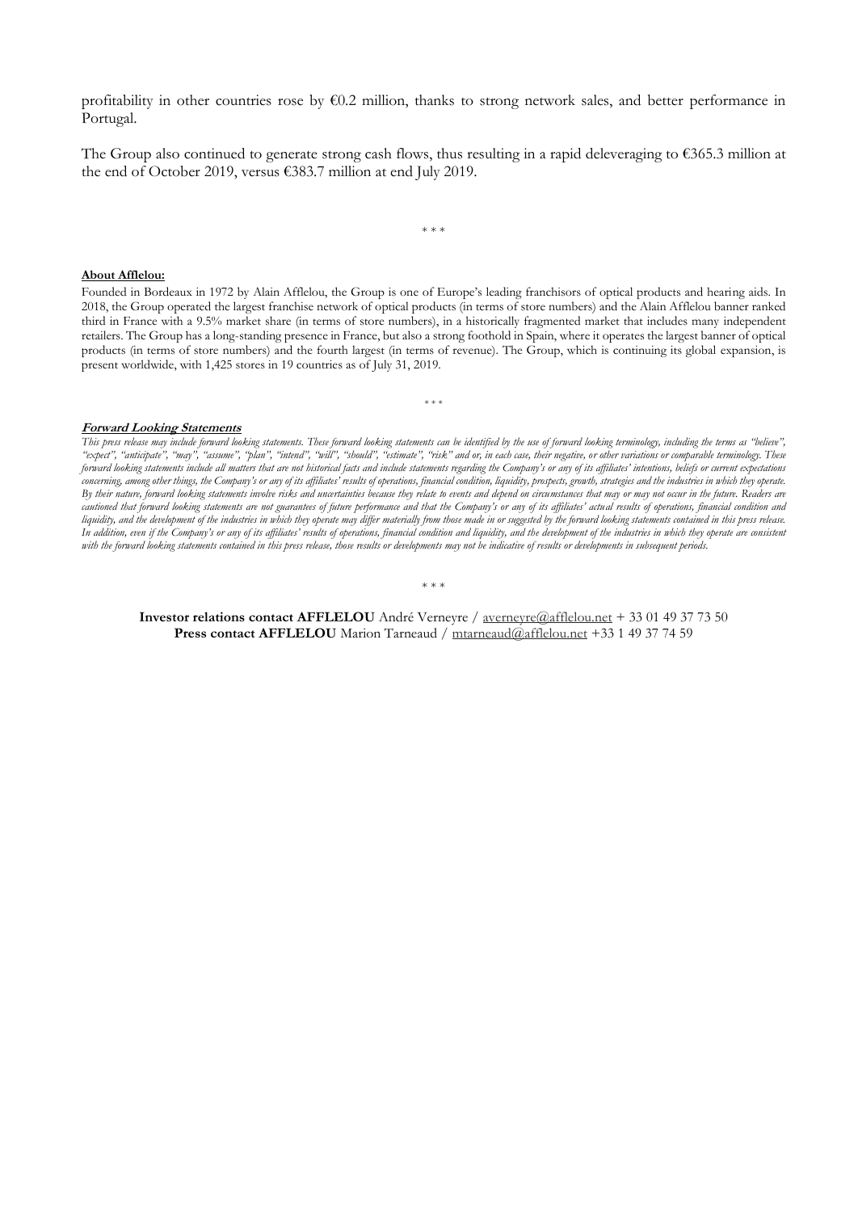profitability in other countries rose by €0.2 million, thanks to strong network sales, and better performance in Portugal.

The Group also continued to generate strong cash flows, thus resulting in a rapid deleveraging to €365.3 million at the end of October 2019, versus €383.7 million at end July 2019.

\* \* \*

**About Afflelou:**

Founded in Bordeaux in 1972 by Alain Afflelou, the Group is one of Europe's leading franchisors of optical products and hearing aids. In 2018, the Group operated the largest franchise network of optical products (in terms of store numbers) and the Alain Afflelou banner ranked third in France with a 9.5% market share (in terms of store numbers), in a historically fragmented market that includes many independent retailers. The Group has a long-standing presence in France, but also a strong foothold in Spain, where it operates the largest banner of optical products (in terms of store numbers) and the fourth largest (in terms of revenue). The Group, which is continuing its global expansion, is present worldwide, with 1,425 stores in 19 countries as of July 31, 2019.

\* \* \*

***Forward Looking Statements***

*This press release may include forward looking statements. These forward looking statements can be identified by the use of forward looking terminology, including the terms as "believe", "expect", "anticipate", "may", "assume", "plan", "intend", "will", "should", "estimate", "risk" and or, in each case, their negative, or other variations or comparable terminology. These forward looking statements include all matters that are not historical facts and include statements regarding the Company's or any of its affiliates' intentions, beliefs or current expectations concerning, among other things, the Company's or any of its affiliates' results of operations, financial condition, liquidity, prospects, growth, strategies and the industries in which they operate. By their nature, forward looking statements involve risks and uncertainties because they relate to events and depend on circumstances that may or may not occur in the future. Readers are cautioned that forward looking statements are not guarantees of future performance and that the Company's or any of its affiliates' actual results of operations, financial condition and liquidity, and the development of the industries in which they operate may differ materially from those made in or suggested by the forward looking statements contained in this press release. In addition, even if the Company's or any of its affiliates' results of operations, financial condition and liquidity, and the development of the industries in which they operate are consistent with the forward looking statements contained in this press release, those results or developments may not be indicative of results or developments in subsequent periods.*

\* \* \*

**Investor relations contact AFFLELOU** André Verneyre / averneyre@afflelou.net + 33 01 49 37 73 50
**Press contact AFFLELOU** Marion Tarneaud / mtarneaud@afflelou.net +33 1 49 37 74 59